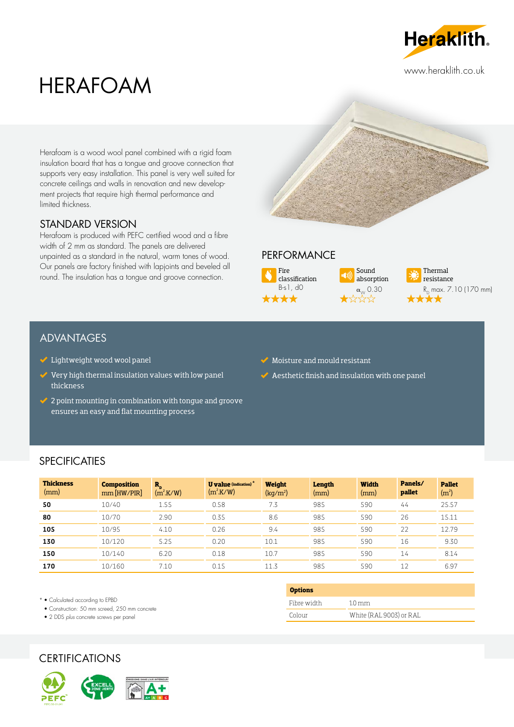# HERAFOAM

www.heraklith.co.uk

Herafoam is a wood wool panel combined with a rigid foam insulation board that has a tongue and groove connection that supports very easy installation. This panel is very well suited for concrete ceilings and walls in renovation and new development projects that require high thermal performance and limited thickness.

## STANDARD VERSION

Herafoam is produced with PEFC certified wood and a fibre width of 2 mm as standard. The panels are delivered unpainted as a standard in the natural, warm tones of wood. Our panels are factory finished with lapjoints and beveled all round. The insulation has a tongue and groove connection.

## PERFORMANCE

**Fire classification**
B-s1, d0
★★★★

**Sound absorption**
$\alpha_w$ 0.30
★☆☆☆

**Thermal resistance**
$R_D$ max. 7.10 (170 mm)
★★★★

## ADVANTAGES

- Lightweight wood wool panel
- Very high thermal insulation values with low panel thickness
- 2 point mounting in combination with tongue and groove ensures an easy and flat mounting process
- Moisture and mould resistant
- Aesthetic finish and insulation with one panel

## SPECIFICATIES

| **Thickness** (mm) | **Composition** mm [HW/PIR] | **$R_D$** ($m^2$.K/W) | **U value** (indication)* ($m^2$.K/W) | **Weight** (kg/$m^2$) | **Length** (mm) | **Width** (mm) | **Panels/ pallet** | **Pallet** ($m^2$) |
|---|---|---|---|---|---|---|---|---|
| **50** | 10/40 | 1.55 | 0.58 | 7.3 | 985 | 590 | 44 | 25.57 |
| **80** | 10/70 | 2.90 | 0.35 | 8.6 | 985 | 590 | 26 | 15.11 |
| **105** | 10/95 | 4.10 | 0.26 | 9.4 | 985 | 590 | 22 | 12.79 |
| **130** | 10/120 | 5.25 | 0.20 | 10.1 | 985 | 590 | 16 | 9.30 |
| **150** | 10/140 | 6.20 | 0.18 | 10.7 | 985 | 590 | 14 | 8.14 |
| **170** | 10/160 | 7.10 | 0.15 | 11.3 | 985 | 590 | 12 | 6.97 |

\* • Calculated according to EPBD
- Construction: 50 mm screed, 250 mm concrete
- 2 DDS *plus* concrete screws per panel

| **Options** | |
|---|---|
| Fibre width | 10 mm |
| Colour | White (RAL 9003) or RAL |

## CERTIFICATIONS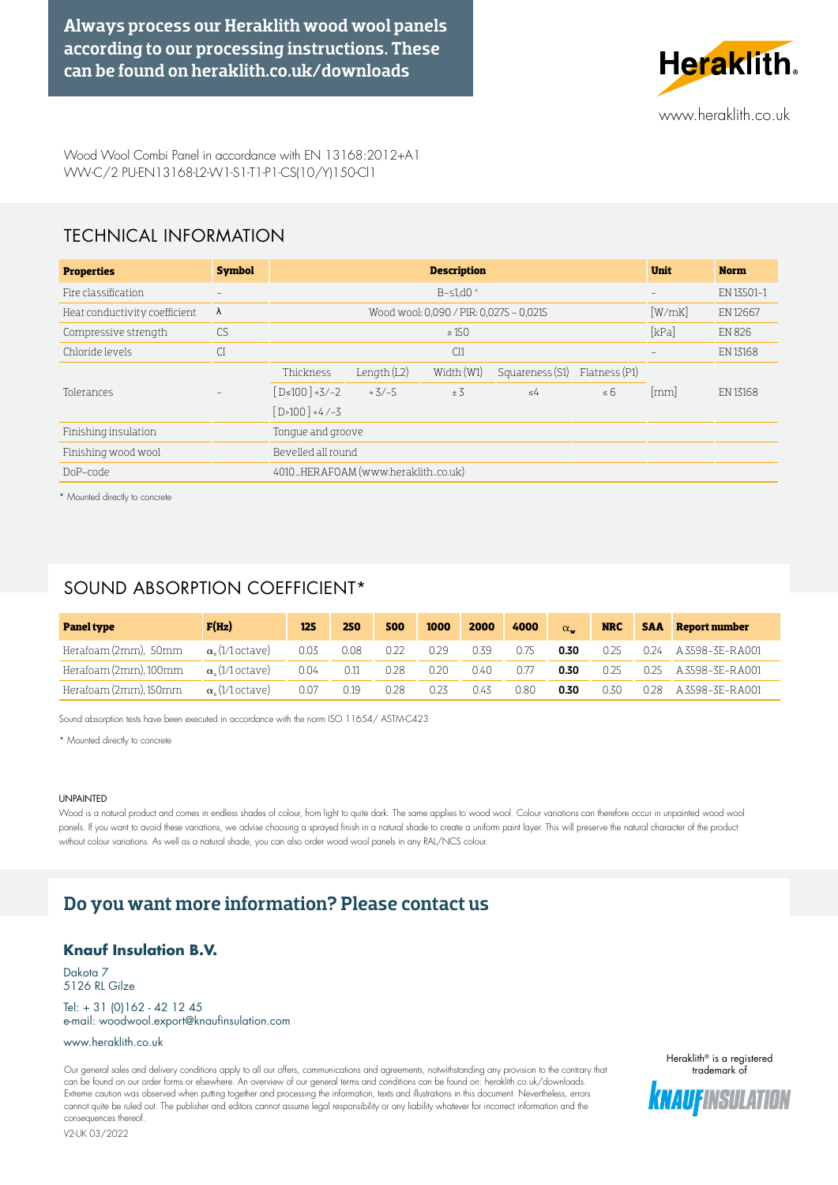**Always process our Heraklith wood wool panels according to our processing instructions. These can be found on heraklith.co.uk/downloads**

www.heraklith.co.uk

Wood Wool Combi Panel in accordance with EN 13168:2012+A1
WW-C/2 PU-EN13168-L2-W1-S1-T1-P1-CS(10/Y)150-Cl1

## TECHNICAL INFORMATION

| Properties | Symbol | Description | | | | | Unit | Norm |
|---|---|---|---|---|---|---|---|---|
| Fire classification | – | B-s1,d0 * | | | | | – | EN 13501-1 |
| Heat conductivity coefficient | λ | Wood wool: 0,090 / PIR: 0,0275 – 0,0215 | | | | | [W/mK] | EN 12667 |
| Compressive strength | CS | ≥ 150 | | | | | [kPa] | EN 826 |
| Chloride levels | Cl | Cl1 | | | | | – | EN 13168 |
| Tolerances | – | Thickness | Length (L2) | Width (W1) | Squareness (S1) | Flatness (P1) | [mm] | EN 13168 |
| | | [D≤100] +3/-2 | + 3/-5 | ± 3 | ≤4 | ≤ 6 | | |
| | | [D>100] +4 /-3 | | | | | | |
| Finishing insulation | | Tongue and groove | | | | | | |
| Finishing wood wool | | Bevelled all round | | | | | | |
| DoP-code | | 4010_HERAFOAM (www.heraklith..co.uk) | | | | | | |

\* Mounted directly to concrete

## SOUND ABSORPTION COEFFICIENT*

| Panel type | F(Hz) | 125 | 250 | 500 | 1000 | 2000 | 4000 | $\alpha_w$ | NRC | SAA | Report number |
|---|---|---|---|---|---|---|---|---|---|---|---|
| Herafoam (2mm), 50mm | $\alpha_s$ (1/1 octave) | 0.03 | 0.08 | 0.22 | 0.29 | 0.39 | 0.75 | **0.30** | 0.25 | 0.24 | A 3598-3E-RA001 |
| Herafoam (2mm), 100mm | $\alpha_s$ (1/1 octave) | 0.04 | 0.11 | 0.28 | 0.20 | 0.40 | 0.77 | **0.30** | 0.25 | 0.25 | A 3598-3E-RA001 |
| Herafoam (2mm), 150mm | $\alpha_s$ (1/1 octave) | 0.07 | 0.19 | 0.28 | 0.23 | 0.43 | 0.80 | **0.30** | 0.30 | 0.28 | A 3598-3E-RA001 |

Sound absorption tests have been executed in accordance with the norm ISO 11654/ ASTM-C423

\* Mounted directly to concrete

UNPAINTED

Wood is a natural product and comes in endless shades of colour, from light to quite dark. The same applies to wood wool. Colour variations can therefore occur in unpainted wood wool panels. If you want to avoid these variations, we advise choosing a sprayed finish in a natural shade to create a uniform paint layer. This will preserve the natural character of the product without colour variations. As well as a natural shade, you can also order wood wool panels in any RAL/NCS colour.

## Do you want more information? Please contact us

### Knauf Insulation B.V.

Dakota 7
5126 RL Gilze

Tel: + 31 (0)162 - 42 12 45
e-mail: woodwool.export@knaufinsulation.com

www.heraklith.co.uk

Our general sales and delivery conditions apply to all our offers, communications and agreements, notwithstanding any provision to the contrary that can be found on our order forms or elsewhere. An overview of our general terms and conditions can be found on: heraklith.co.uk/downloads. Extreme caution was observed when putting together and processing the information, texts and illustrations in this document. Nevertheless, errors cannot quite be ruled out. The publisher and editors cannot assume legal responsibility or any liability whatever for incorrect information and the consequences thereof.

V2-UK 03/2022

Heraklith® is a registered trademark of Knauf Insulation